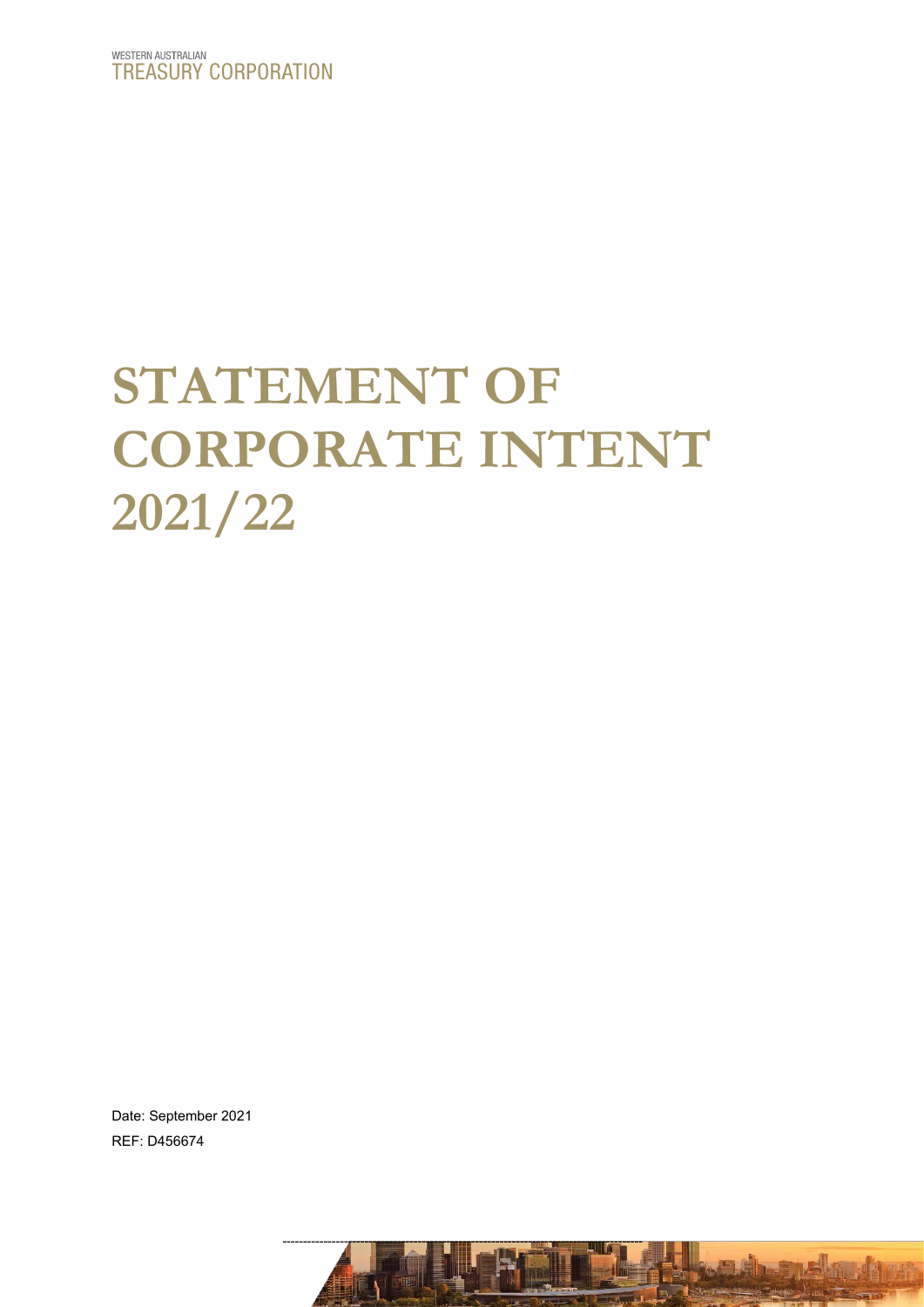WESTERN AUSTRALIAN
TREASURY CORPORATION

# STATEMENT OF CORPORATE INTENT 2021/22

Date: September 2021

REF: D456674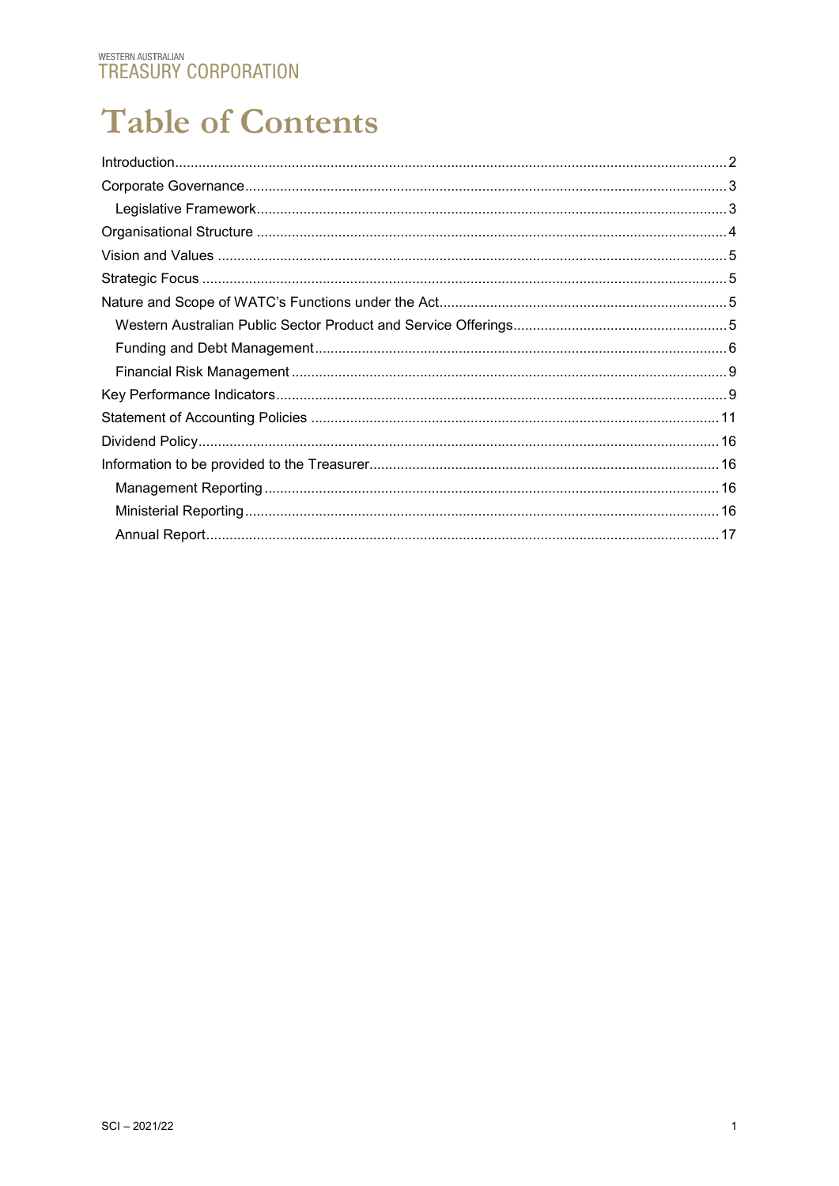# Table of Contents

- Introduction ..... 2
- Corporate Governance ..... 3
  - Legislative Framework ..... 3
- Organisational Structure ..... 4
- Vision and Values ..... 5
- Strategic Focus ..... 5
- Nature and Scope of WATC's Functions under the Act ..... 5
  - Western Australian Public Sector Product and Service Offerings ..... 5
  - Funding and Debt Management ..... 6
  - Financial Risk Management ..... 9
- Key Performance Indicators ..... 9
- Statement of Accounting Policies ..... 11
- Dividend Policy ..... 16
- Information to be provided to the Treasurer ..... 16
  - Management Reporting ..... 16
  - Ministerial Reporting ..... 16
  - Annual Report ..... 17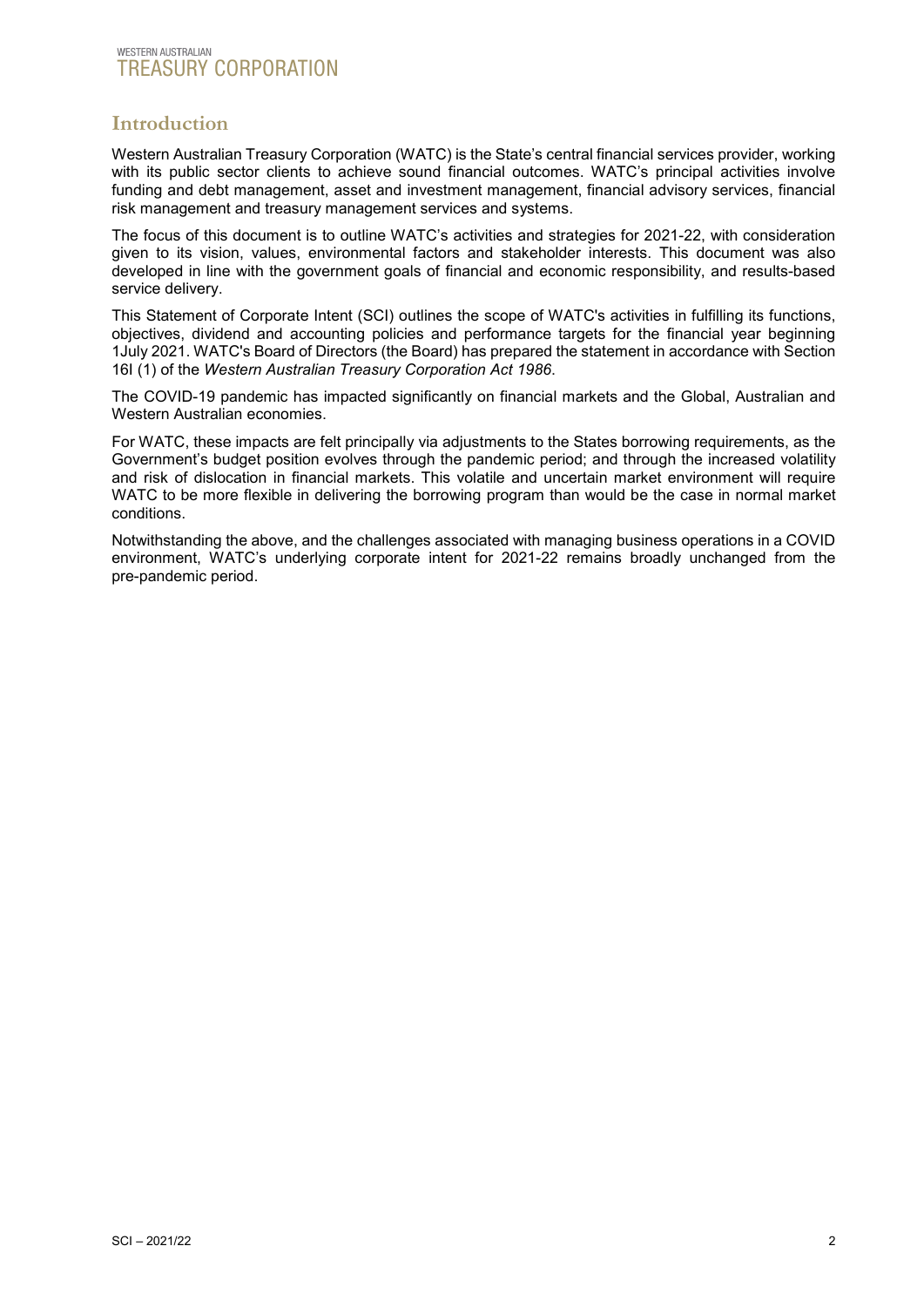# Introduction

Western Australian Treasury Corporation (WATC) is the State's central financial services provider, working with its public sector clients to achieve sound financial outcomes. WATC's principal activities involve funding and debt management, asset and investment management, financial advisory services, financial risk management and treasury management services and systems.

The focus of this document is to outline WATC's activities and strategies for 2021-22, with consideration given to its vision, values, environmental factors and stakeholder interests. This document was also developed in line with the government goals of financial and economic responsibility, and results-based service delivery.

This Statement of Corporate Intent (SCI) outlines the scope of WATC's activities in fulfilling its functions, objectives, dividend and accounting policies and performance targets for the financial year beginning 1July 2021. WATC's Board of Directors (the Board) has prepared the statement in accordance with Section 16I (1) of the *Western Australian Treasury Corporation Act 1986*.

The COVID-19 pandemic has impacted significantly on financial markets and the Global, Australian and Western Australian economies.

For WATC, these impacts are felt principally via adjustments to the States borrowing requirements, as the Government's budget position evolves through the pandemic period; and through the increased volatility and risk of dislocation in financial markets. This volatile and uncertain market environment will require WATC to be more flexible in delivering the borrowing program than would be the case in normal market conditions.

Notwithstanding the above, and the challenges associated with managing business operations in a COVID environment, WATC's underlying corporate intent for 2021-22 remains broadly unchanged from the pre-pandemic period.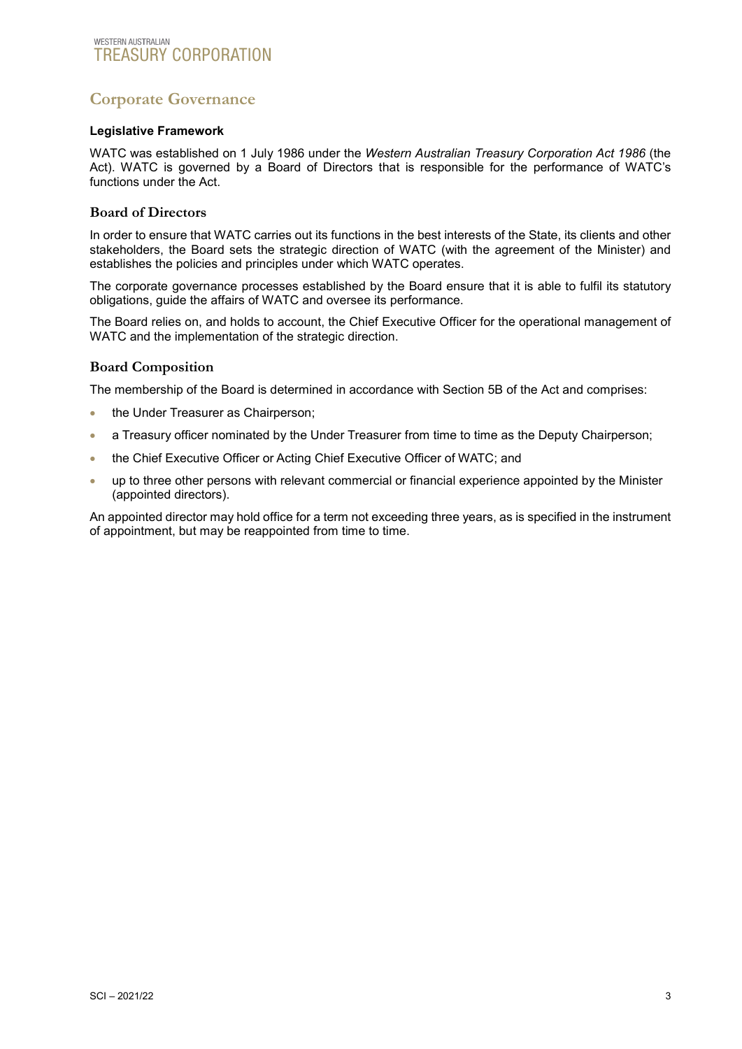# Corporate Governance

**Legislative Framework**

WATC was established on 1 July 1986 under the *Western Australian Treasury Corporation Act 1986* (the Act). WATC is governed by a Board of Directors that is responsible for the performance of WATC's functions under the Act.

## Board of Directors

In order to ensure that WATC carries out its functions in the best interests of the State, its clients and other stakeholders, the Board sets the strategic direction of WATC (with the agreement of the Minister) and establishes the policies and principles under which WATC operates.

The corporate governance processes established by the Board ensure that it is able to fulfil its statutory obligations, guide the affairs of WATC and oversee its performance.

The Board relies on, and holds to account, the Chief Executive Officer for the operational management of WATC and the implementation of the strategic direction.

## Board Composition

The membership of the Board is determined in accordance with Section 5B of the Act and comprises:

- the Under Treasurer as Chairperson;
- a Treasury officer nominated by the Under Treasurer from time to time as the Deputy Chairperson;
- the Chief Executive Officer or Acting Chief Executive Officer of WATC; and
- up to three other persons with relevant commercial or financial experience appointed by the Minister (appointed directors).

An appointed director may hold office for a term not exceeding three years, as is specified in the instrument of appointment, but may be reappointed from time to time.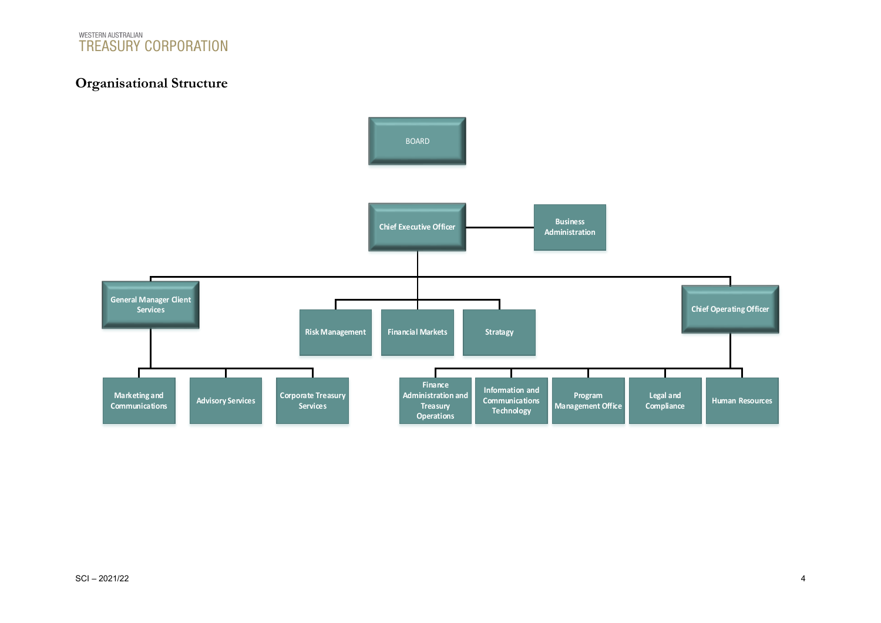## Organisational Structure

- BOARD
  - Chief Executive Officer
    - Business Administration
    - General Manager Client Services
      - Marketing and Communications
      - Advisory Services
      - Corporate Treasury Services
    - Risk Management
    - Financial Markets
    - Stratagy
    - Chief Operating Officer
      - Finance Administration and Treasury Operations
      - Information and Communications Technology
      - Program Management Office
      - Legal and Compliance
      - Human Resources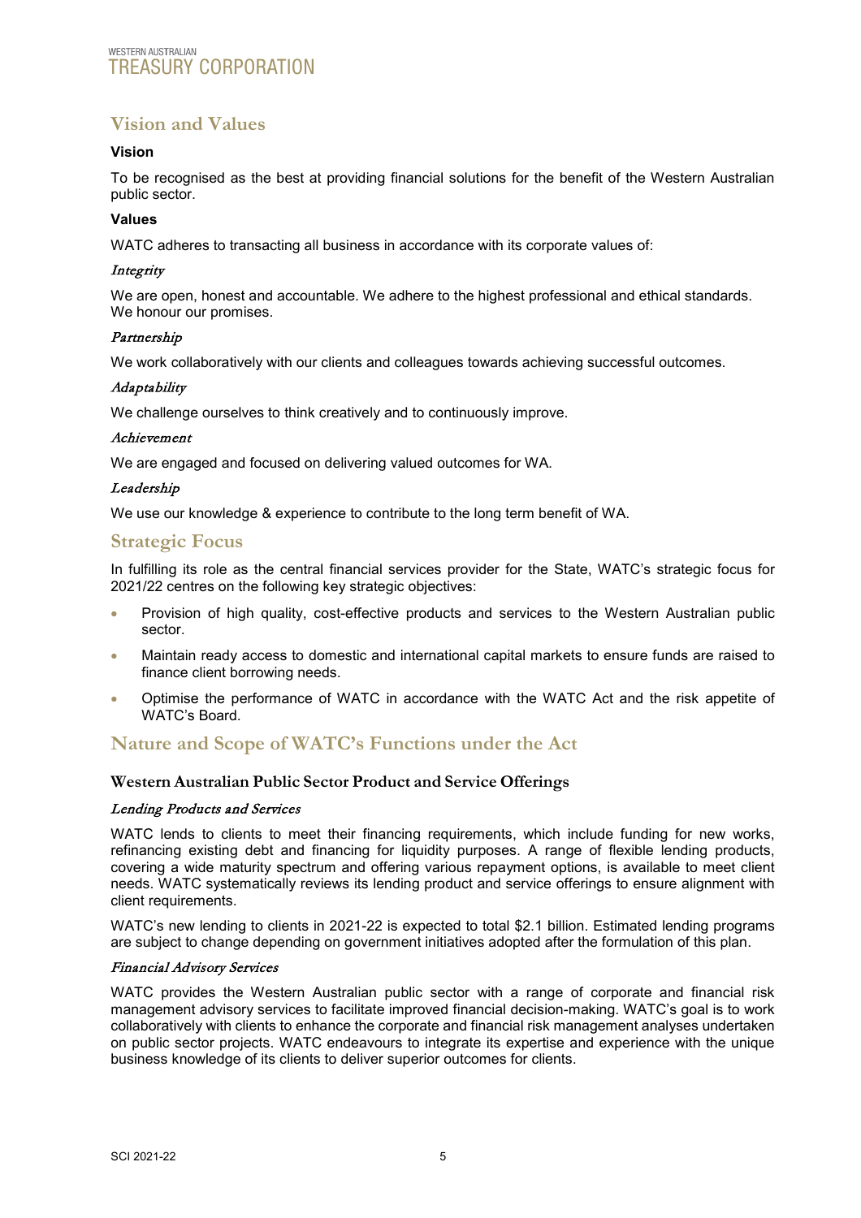## Vision and Values

**Vision**

To be recognised as the best at providing financial solutions for the benefit of the Western Australian public sector.

**Values**

WATC adheres to transacting all business in accordance with its corporate values of:

*Integrity*

We are open, honest and accountable. We adhere to the highest professional and ethical standards. We honour our promises.

*Partnership*

We work collaboratively with our clients and colleagues towards achieving successful outcomes.

*Adaptability*

We challenge ourselves to think creatively and to continuously improve.

*Achievement*

We are engaged and focused on delivering valued outcomes for WA.

*Leadership*

We use our knowledge & experience to contribute to the long term benefit of WA.

## Strategic Focus

In fulfilling its role as the central financial services provider for the State, WATC's strategic focus for 2021/22 centres on the following key strategic objectives:

- Provision of high quality, cost-effective products and services to the Western Australian public sector.
- Maintain ready access to domestic and international capital markets to ensure funds are raised to finance client borrowing needs.
- Optimise the performance of WATC in accordance with the WATC Act and the risk appetite of WATC's Board.

## Nature and Scope of WATC's Functions under the Act

### Western Australian Public Sector Product and Service Offerings

*Lending Products and Services*

WATC lends to clients to meet their financing requirements, which include funding for new works, refinancing existing debt and financing for liquidity purposes. A range of flexible lending products, covering a wide maturity spectrum and offering various repayment options, is available to meet client needs. WATC systematically reviews its lending product and service offerings to ensure alignment with client requirements.

WATC's new lending to clients in 2021-22 is expected to total $2.1 billion. Estimated lending programs are subject to change depending on government initiatives adopted after the formulation of this plan.

*Financial Advisory Services*

WATC provides the Western Australian public sector with a range of corporate and financial risk management advisory services to facilitate improved financial decision-making. WATC's goal is to work collaboratively with clients to enhance the corporate and financial risk management analyses undertaken on public sector projects. WATC endeavours to integrate its expertise and experience with the unique business knowledge of its clients to deliver superior outcomes for clients.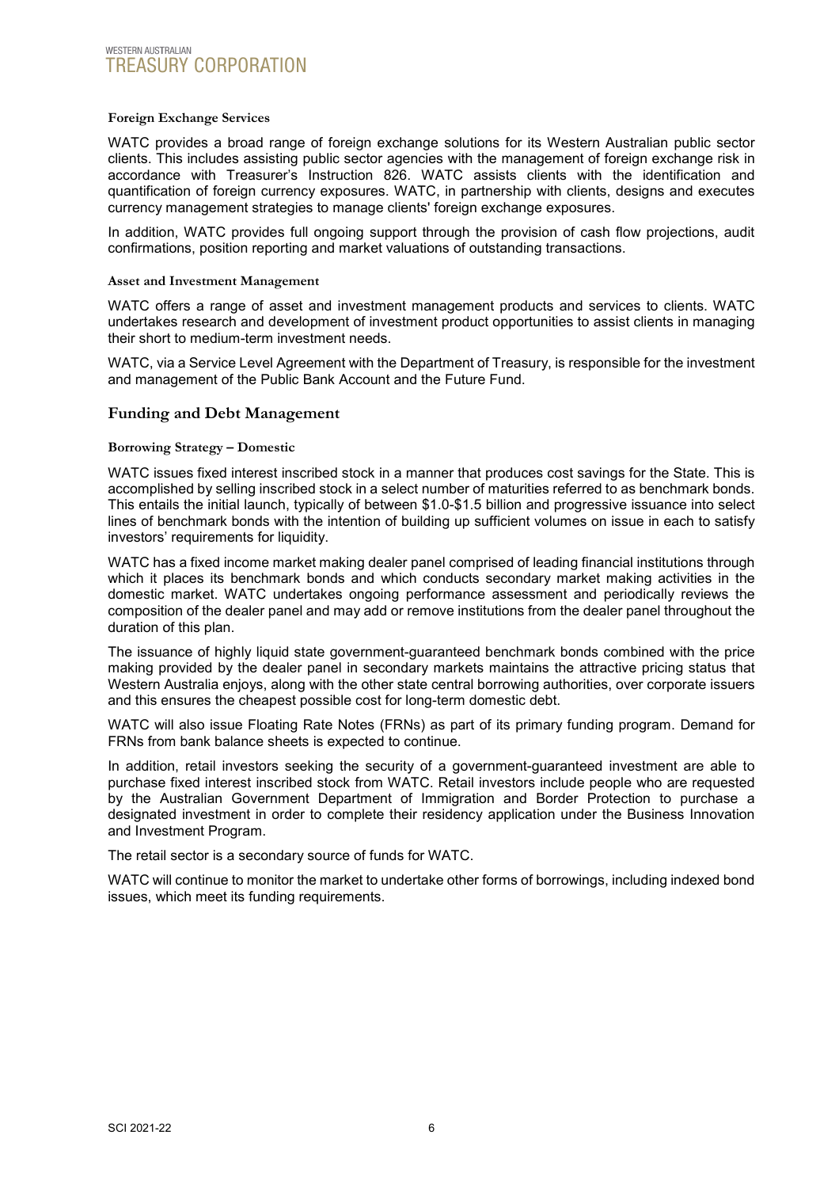#### Foreign Exchange Services

WATC provides a broad range of foreign exchange solutions for its Western Australian public sector clients. This includes assisting public sector agencies with the management of foreign exchange risk in accordance with Treasurer's Instruction 826. WATC assists clients with the identification and quantification of foreign currency exposures. WATC, in partnership with clients, designs and executes currency management strategies to manage clients' foreign exchange exposures.

In addition, WATC provides full ongoing support through the provision of cash flow projections, audit confirmations, position reporting and market valuations of outstanding transactions.

#### Asset and Investment Management

WATC offers a range of asset and investment management products and services to clients. WATC undertakes research and development of investment product opportunities to assist clients in managing their short to medium-term investment needs.

WATC, via a Service Level Agreement with the Department of Treasury, is responsible for the investment and management of the Public Bank Account and the Future Fund.

### Funding and Debt Management

#### Borrowing Strategy – Domestic

WATC issues fixed interest inscribed stock in a manner that produces cost savings for the State. This is accomplished by selling inscribed stock in a select number of maturities referred to as benchmark bonds. This entails the initial launch, typically of between $1.0-$1.5 billion and progressive issuance into select lines of benchmark bonds with the intention of building up sufficient volumes on issue in each to satisfy investors' requirements for liquidity.

WATC has a fixed income market making dealer panel comprised of leading financial institutions through which it places its benchmark bonds and which conducts secondary market making activities in the domestic market. WATC undertakes ongoing performance assessment and periodically reviews the composition of the dealer panel and may add or remove institutions from the dealer panel throughout the duration of this plan.

The issuance of highly liquid state government-guaranteed benchmark bonds combined with the price making provided by the dealer panel in secondary markets maintains the attractive pricing status that Western Australia enjoys, along with the other state central borrowing authorities, over corporate issuers and this ensures the cheapest possible cost for long-term domestic debt.

WATC will also issue Floating Rate Notes (FRNs) as part of its primary funding program. Demand for FRNs from bank balance sheets is expected to continue.

In addition, retail investors seeking the security of a government-guaranteed investment are able to purchase fixed interest inscribed stock from WATC. Retail investors include people who are requested by the Australian Government Department of Immigration and Border Protection to purchase a designated investment in order to complete their residency application under the Business Innovation and Investment Program.

The retail sector is a secondary source of funds for WATC.

WATC will continue to monitor the market to undertake other forms of borrowings, including indexed bond issues, which meet its funding requirements.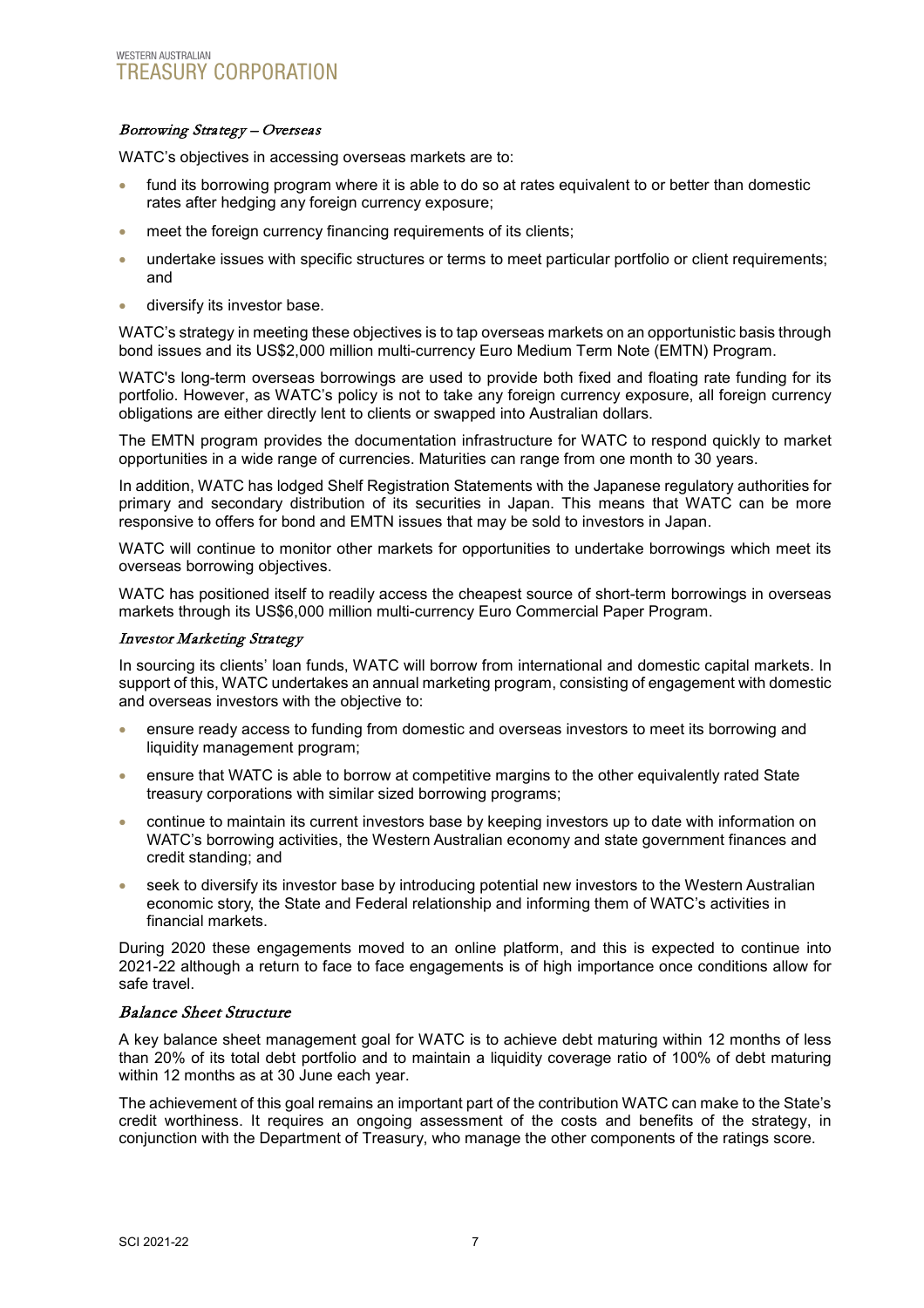### *Borrowing Strategy – Overseas*

WATC's objectives in accessing overseas markets are to:

- fund its borrowing program where it is able to do so at rates equivalent to or better than domestic rates after hedging any foreign currency exposure;
- meet the foreign currency financing requirements of its clients;
- undertake issues with specific structures or terms to meet particular portfolio or client requirements; and
- diversify its investor base.

WATC's strategy in meeting these objectives is to tap overseas markets on an opportunistic basis through bond issues and its US$2,000 million multi-currency Euro Medium Term Note (EMTN) Program.

WATC's long-term overseas borrowings are used to provide both fixed and floating rate funding for its portfolio. However, as WATC's policy is not to take any foreign currency exposure, all foreign currency obligations are either directly lent to clients or swapped into Australian dollars.

The EMTN program provides the documentation infrastructure for WATC to respond quickly to market opportunities in a wide range of currencies. Maturities can range from one month to 30 years.

In addition, WATC has lodged Shelf Registration Statements with the Japanese regulatory authorities for primary and secondary distribution of its securities in Japan. This means that WATC can be more responsive to offers for bond and EMTN issues that may be sold to investors in Japan.

WATC will continue to monitor other markets for opportunities to undertake borrowings which meet its overseas borrowing objectives.

WATC has positioned itself to readily access the cheapest source of short-term borrowings in overseas markets through its US$6,000 million multi-currency Euro Commercial Paper Program.

### *Investor Marketing Strategy*

In sourcing its clients' loan funds, WATC will borrow from international and domestic capital markets. In support of this, WATC undertakes an annual marketing program, consisting of engagement with domestic and overseas investors with the objective to:

- ensure ready access to funding from domestic and overseas investors to meet its borrowing and liquidity management program;
- ensure that WATC is able to borrow at competitive margins to the other equivalently rated State treasury corporations with similar sized borrowing programs;
- continue to maintain its current investors base by keeping investors up to date with information on WATC's borrowing activities, the Western Australian economy and state government finances and credit standing; and
- seek to diversify its investor base by introducing potential new investors to the Western Australian economic story, the State and Federal relationship and informing them of WATC's activities in financial markets.

During 2020 these engagements moved to an online platform, and this is expected to continue into 2021-22 although a return to face to face engagements is of high importance once conditions allow for safe travel.

### *Balance Sheet Structure*

A key balance sheet management goal for WATC is to achieve debt maturing within 12 months of less than 20% of its total debt portfolio and to maintain a liquidity coverage ratio of 100% of debt maturing within 12 months as at 30 June each year.

The achievement of this goal remains an important part of the contribution WATC can make to the State's credit worthiness. It requires an ongoing assessment of the costs and benefits of the strategy, in conjunction with the Department of Treasury, who manage the other components of the ratings score.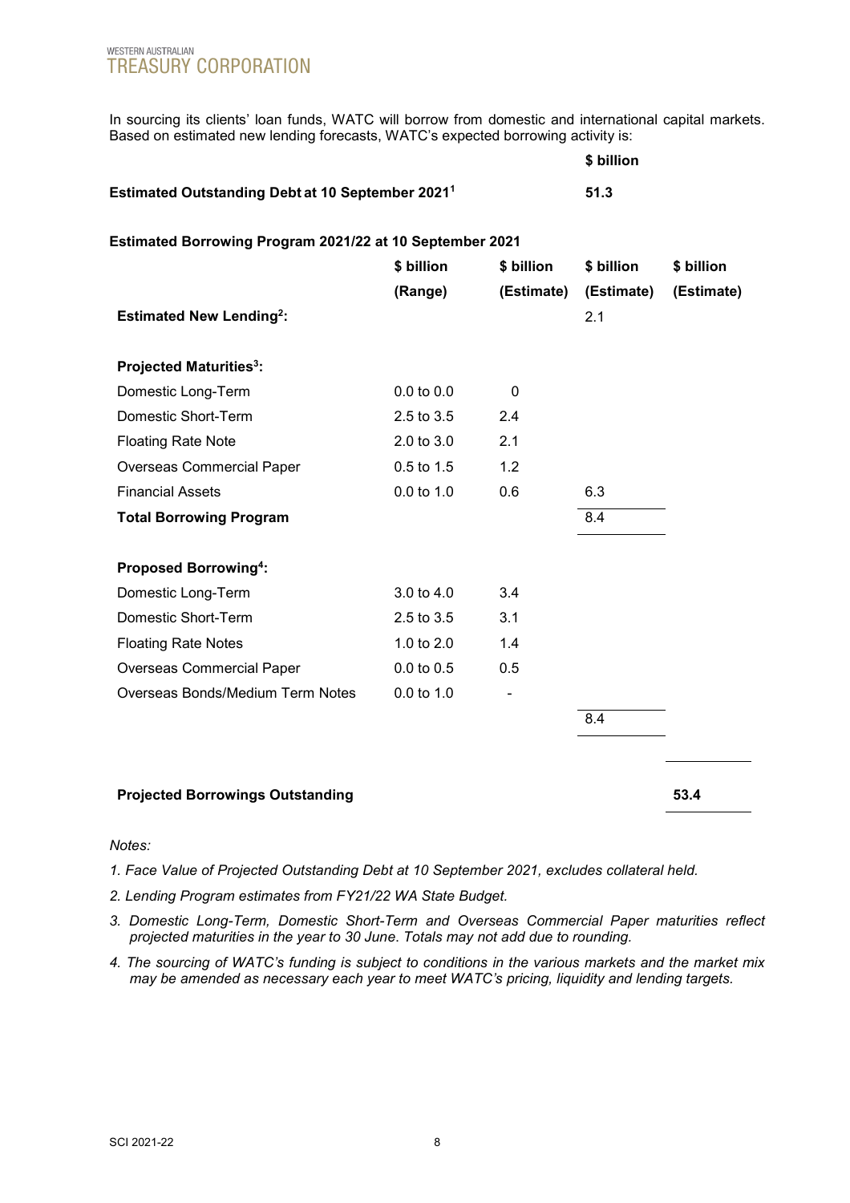In sourcing its clients' loan funds, WATC will borrow from domestic and international capital markets. Based on estimated new lending forecasts, WATC's expected borrowing activity is:

| | $ billion |
|---|---|
| **Estimated Outstanding Debt at 10 September 2021**[1] | **51.3** |

**Estimated Borrowing Program 2021/22 at 10 September 2021**

| | $ billion (Range) | $ billion (Estimate) | $ billion (Estimate) | $ billion (Estimate) |
|---|---|---|---|---|
| **Estimated New Lending**[2]**:** | | | 2.1 | |
| | | | | |
| **Projected Maturities**[3]**:** | | | | |
| Domestic Long-Term | 0.0 to 0.0 | 0 | | |
| Domestic Short-Term | 2.5 to 3.5 | 2.4 | | |
| Floating Rate Note | 2.0 to 3.0 | 2.1 | | |
| Overseas Commercial Paper | 0.5 to 1.5 | 1.2 | | |
| Financial Assets | 0.0 to 1.0 | 0.6 | 6.3 | |
| **Total Borrowing Program** | | | 8.4 | |
| | | | | |
| **Proposed Borrowing**[4]**:** | | | | |
| Domestic Long-Term | 3.0 to 4.0 | 3.4 | | |
| Domestic Short-Term | 2.5 to 3.5 | 3.1 | | |
| Floating Rate Notes | 1.0 to 2.0 | 1.4 | | |
| Overseas Commercial Paper | 0.0 to 0.5 | 0.5 | | |
| Overseas Bonds/Medium Term Notes | 0.0 to 1.0 | - | | |
| | | | 8.4 | |
| | | | | |
| **Projected Borrowings Outstanding** | | | | **53.4** |

*Notes:*

*1. Face Value of Projected Outstanding Debt at 10 September 2021, excludes collateral held.*

*2. Lending Program estimates from FY21/22 WA State Budget.*

*3. Domestic Long-Term, Domestic Short-Term and Overseas Commercial Paper maturities reflect projected maturities in the year to 30 June. Totals may not add due to rounding.*

*4. The sourcing of WATC's funding is subject to conditions in the various markets and the market mix may be amended as necessary each year to meet WATC's pricing, liquidity and lending targets.*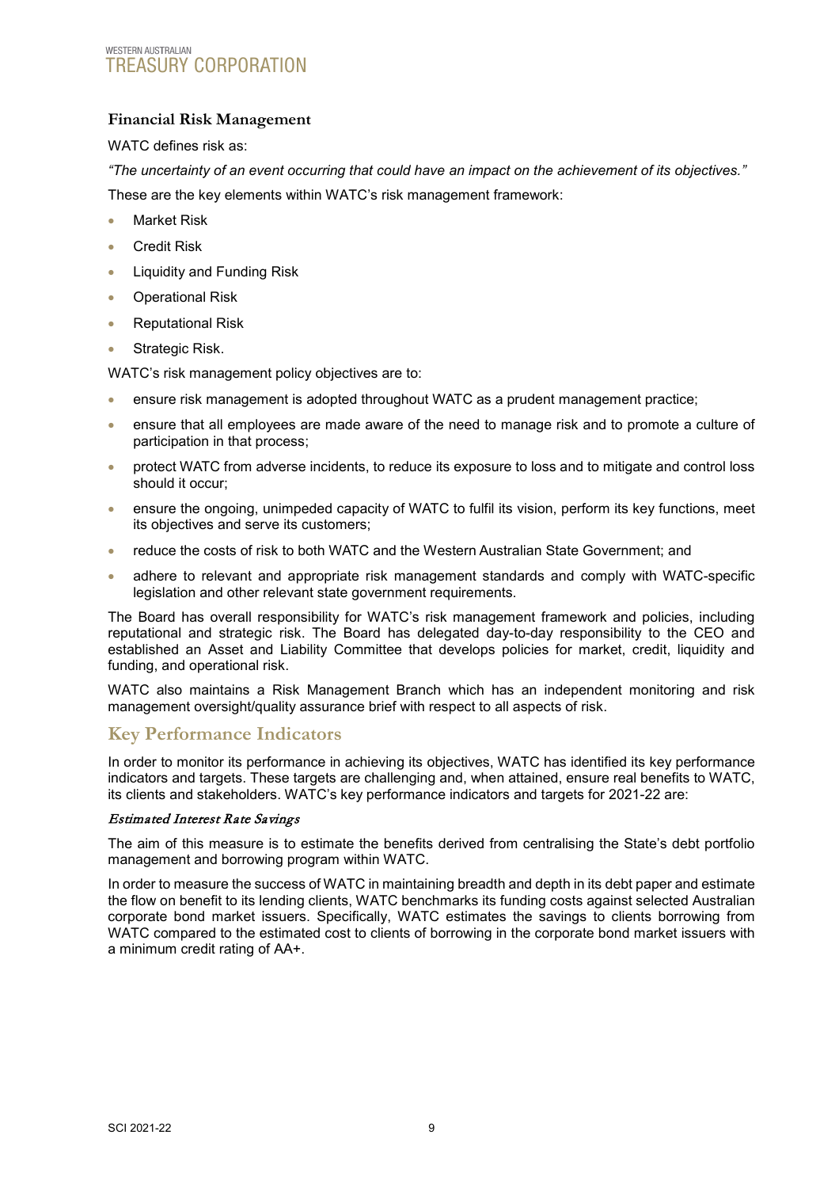### Financial Risk Management

WATC defines risk as:

*"The uncertainty of an event occurring that could have an impact on the achievement of its objectives."*

These are the key elements within WATC's risk management framework:

- Market Risk
- Credit Risk
- Liquidity and Funding Risk
- Operational Risk
- Reputational Risk
- Strategic Risk.

WATC's risk management policy objectives are to:

- ensure risk management is adopted throughout WATC as a prudent management practice;
- ensure that all employees are made aware of the need to manage risk and to promote a culture of participation in that process;
- protect WATC from adverse incidents, to reduce its exposure to loss and to mitigate and control loss should it occur;
- ensure the ongoing, unimpeded capacity of WATC to fulfil its vision, perform its key functions, meet its objectives and serve its customers;
- reduce the costs of risk to both WATC and the Western Australian State Government; and
- adhere to relevant and appropriate risk management standards and comply with WATC-specific legislation and other relevant state government requirements.

The Board has overall responsibility for WATC's risk management framework and policies, including reputational and strategic risk. The Board has delegated day-to-day responsibility to the CEO and established an Asset and Liability Committee that develops policies for market, credit, liquidity and funding, and operational risk.

WATC also maintains a Risk Management Branch which has an independent monitoring and risk management oversight/quality assurance brief with respect to all aspects of risk.

## Key Performance Indicators

In order to monitor its performance in achieving its objectives, WATC has identified its key performance indicators and targets. These targets are challenging and, when attained, ensure real benefits to WATC, its clients and stakeholders. WATC's key performance indicators and targets for 2021-22 are:

#### *Estimated Interest Rate Savings*

The aim of this measure is to estimate the benefits derived from centralising the State's debt portfolio management and borrowing program within WATC.

In order to measure the success of WATC in maintaining breadth and depth in its debt paper and estimate the flow on benefit to its lending clients, WATC benchmarks its funding costs against selected Australian corporate bond market issuers. Specifically, WATC estimates the savings to clients borrowing from WATC compared to the estimated cost to clients of borrowing in the corporate bond market issuers with a minimum credit rating of AA+.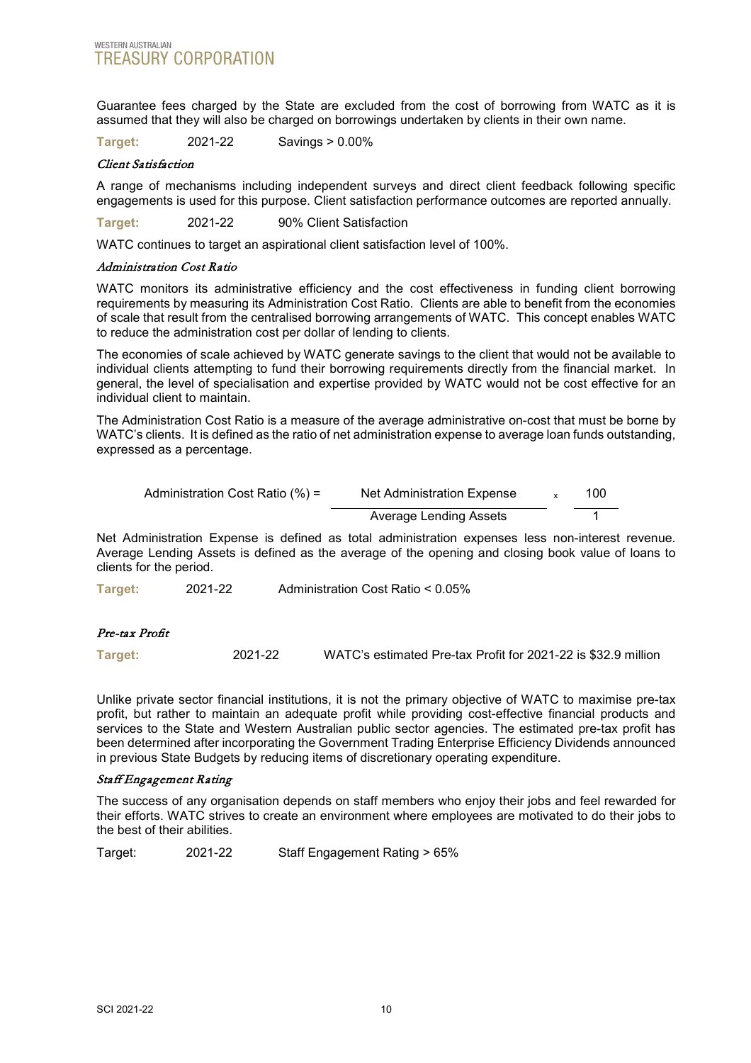Guarantee fees charged by the State are excluded from the cost of borrowing from WATC as it is assumed that they will also be charged on borrowings undertaken by clients in their own name.

**Target:** 2021-22 Savings > 0.00%

### *Client Satisfaction*

A range of mechanisms including independent surveys and direct client feedback following specific engagements is used for this purpose. Client satisfaction performance outcomes are reported annually.

**Target:** 2021-22 90% Client Satisfaction

WATC continues to target an aspirational client satisfaction level of 100%.

### *Administration Cost Ratio*

WATC monitors its administrative efficiency and the cost effectiveness in funding client borrowing requirements by measuring its Administration Cost Ratio. Clients are able to benefit from the economies of scale that result from the centralised borrowing arrangements of WATC. This concept enables WATC to reduce the administration cost per dollar of lending to clients.

The economies of scale achieved by WATC generate savings to the client that would not be available to individual clients attempting to fund their borrowing requirements directly from the financial market. In general, the level of specialisation and expertise provided by WATC would not be cost effective for an individual client to maintain.

The Administration Cost Ratio is a measure of the average administrative on-cost that must be borne by WATC's clients. It is defined as the ratio of net administration expense to average loan funds outstanding, expressed as a percentage.

$$\text{Administration Cost Ratio (\%)} = \frac{\text{Net Administration Expense}}{\text{Average Lending Assets}} \times \frac{100}{1}$$

Net Administration Expense is defined as total administration expenses less non-interest revenue. Average Lending Assets is defined as the average of the opening and closing book value of loans to clients for the period.

**Target:** 2021-22 Administration Cost Ratio < 0.05%

### *Pre-tax Profit*

**Target:** 2021-22 WATC's estimated Pre-tax Profit for 2021-22 is $32.9 million

Unlike private sector financial institutions, it is not the primary objective of WATC to maximise pre-tax profit, but rather to maintain an adequate profit while providing cost-effective financial products and services to the State and Western Australian public sector agencies. The estimated pre-tax profit has been determined after incorporating the Government Trading Enterprise Efficiency Dividends announced in previous State Budgets by reducing items of discretionary operating expenditure.

### *Staff Engagement Rating*

The success of any organisation depends on staff members who enjoy their jobs and feel rewarded for their efforts. WATC strives to create an environment where employees are motivated to do their jobs to the best of their abilities.

Target: 2021-22 Staff Engagement Rating > 65%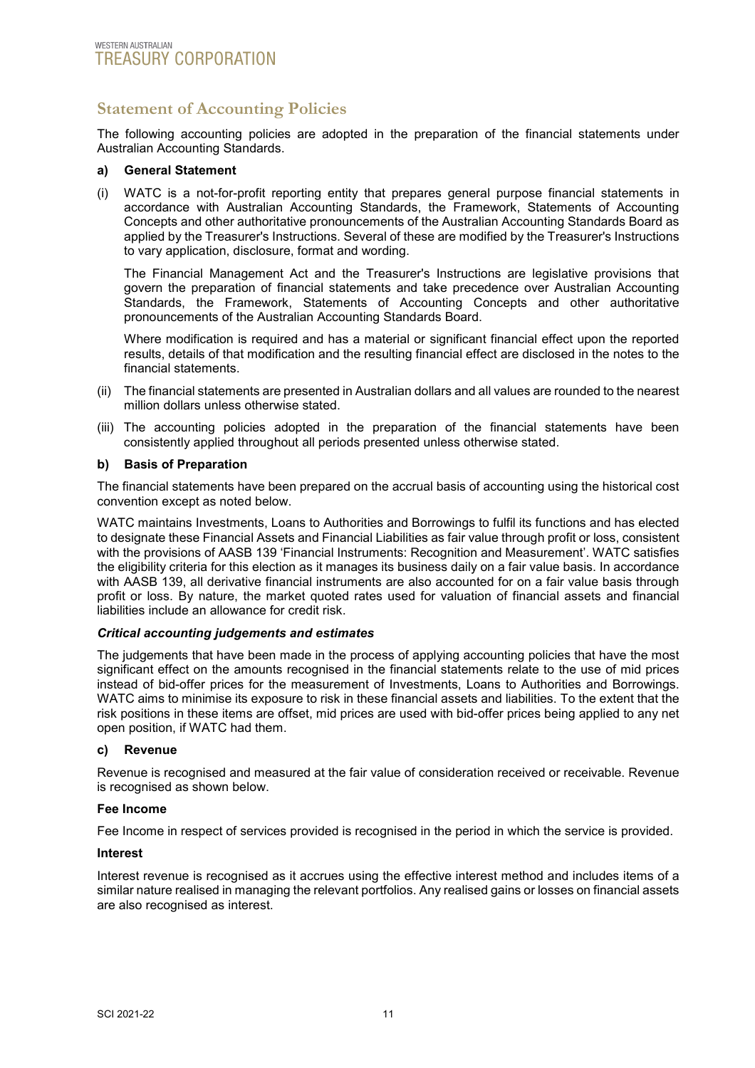## Statement of Accounting Policies

The following accounting policies are adopted in the preparation of the financial statements under Australian Accounting Standards.

**a) General Statement**

(i) WATC is a not-for-profit reporting entity that prepares general purpose financial statements in accordance with Australian Accounting Standards, the Framework, Statements of Accounting Concepts and other authoritative pronouncements of the Australian Accounting Standards Board as applied by the Treasurer's Instructions. Several of these are modified by the Treasurer's Instructions to vary application, disclosure, format and wording.

The Financial Management Act and the Treasurer's Instructions are legislative provisions that govern the preparation of financial statements and take precedence over Australian Accounting Standards, the Framework, Statements of Accounting Concepts and other authoritative pronouncements of the Australian Accounting Standards Board.

Where modification is required and has a material or significant financial effect upon the reported results, details of that modification and the resulting financial effect are disclosed in the notes to the financial statements.

(ii) The financial statements are presented in Australian dollars and all values are rounded to the nearest million dollars unless otherwise stated.

(iii) The accounting policies adopted in the preparation of the financial statements have been consistently applied throughout all periods presented unless otherwise stated.

**b) Basis of Preparation**

The financial statements have been prepared on the accrual basis of accounting using the historical cost convention except as noted below.

WATC maintains Investments, Loans to Authorities and Borrowings to fulfil its functions and has elected to designate these Financial Assets and Financial Liabilities as fair value through profit or loss, consistent with the provisions of AASB 139 'Financial Instruments: Recognition and Measurement'. WATC satisfies the eligibility criteria for this election as it manages its business daily on a fair value basis. In accordance with AASB 139, all derivative financial instruments are also accounted for on a fair value basis through profit or loss. By nature, the market quoted rates used for valuation of financial assets and financial liabilities include an allowance for credit risk.

***Critical accounting judgements and estimates***

The judgements that have been made in the process of applying accounting policies that have the most significant effect on the amounts recognised in the financial statements relate to the use of mid prices instead of bid-offer prices for the measurement of Investments, Loans to Authorities and Borrowings. WATC aims to minimise its exposure to risk in these financial assets and liabilities. To the extent that the risk positions in these items are offset, mid prices are used with bid-offer prices being applied to any net open position, if WATC had them.

**c) Revenue**

Revenue is recognised and measured at the fair value of consideration received or receivable. Revenue is recognised as shown below.

**Fee Income**

Fee Income in respect of services provided is recognised in the period in which the service is provided.

**Interest**

Interest revenue is recognised as it accrues using the effective interest method and includes items of a similar nature realised in managing the relevant portfolios. Any realised gains or losses on financial assets are also recognised as interest.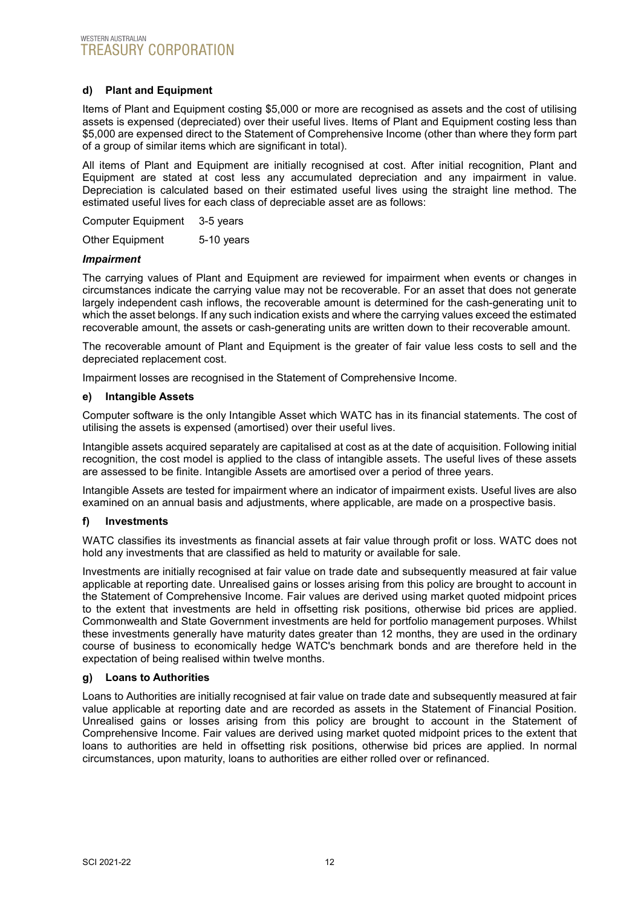**d) Plant and Equipment**

Items of Plant and Equipment costing $5,000 or more are recognised as assets and the cost of utilising assets is expensed (depreciated) over their useful lives. Items of Plant and Equipment costing less than $5,000 are expensed direct to the Statement of Comprehensive Income (other than where they form part of a group of similar items which are significant in total).

All items of Plant and Equipment are initially recognised at cost. After initial recognition, Plant and Equipment are stated at cost less any accumulated depreciation and any impairment in value. Depreciation is calculated based on their estimated useful lives using the straight line method. The estimated useful lives for each class of depreciable asset are as follows:

| | |
|---|---|
| Computer Equipment | 3-5 years |
| Other Equipment | 5-10 years |

***Impairment***

The carrying values of Plant and Equipment are reviewed for impairment when events or changes in circumstances indicate the carrying value may not be recoverable. For an asset that does not generate largely independent cash inflows, the recoverable amount is determined for the cash-generating unit to which the asset belongs. If any such indication exists and where the carrying values exceed the estimated recoverable amount, the assets or cash-generating units are written down to their recoverable amount.

The recoverable amount of Plant and Equipment is the greater of fair value less costs to sell and the depreciated replacement cost.

Impairment losses are recognised in the Statement of Comprehensive Income.

**e) Intangible Assets**

Computer software is the only Intangible Asset which WATC has in its financial statements. The cost of utilising the assets is expensed (amortised) over their useful lives.

Intangible assets acquired separately are capitalised at cost as at the date of acquisition. Following initial recognition, the cost model is applied to the class of intangible assets. The useful lives of these assets are assessed to be finite. Intangible Assets are amortised over a period of three years.

Intangible Assets are tested for impairment where an indicator of impairment exists. Useful lives are also examined on an annual basis and adjustments, where applicable, are made on a prospective basis.

**f) Investments**

WATC classifies its investments as financial assets at fair value through profit or loss. WATC does not hold any investments that are classified as held to maturity or available for sale.

Investments are initially recognised at fair value on trade date and subsequently measured at fair value applicable at reporting date. Unrealised gains or losses arising from this policy are brought to account in the Statement of Comprehensive Income. Fair values are derived using market quoted midpoint prices to the extent that investments are held in offsetting risk positions, otherwise bid prices are applied. Commonwealth and State Government investments are held for portfolio management purposes. Whilst these investments generally have maturity dates greater than 12 months, they are used in the ordinary course of business to economically hedge WATC's benchmark bonds and are therefore held in the expectation of being realised within twelve months.

**g) Loans to Authorities**

Loans to Authorities are initially recognised at fair value on trade date and subsequently measured at fair value applicable at reporting date and are recorded as assets in the Statement of Financial Position. Unrealised gains or losses arising from this policy are brought to account in the Statement of Comprehensive Income. Fair values are derived using market quoted midpoint prices to the extent that loans to authorities are held in offsetting risk positions, otherwise bid prices are applied. In normal circumstances, upon maturity, loans to authorities are either rolled over or refinanced.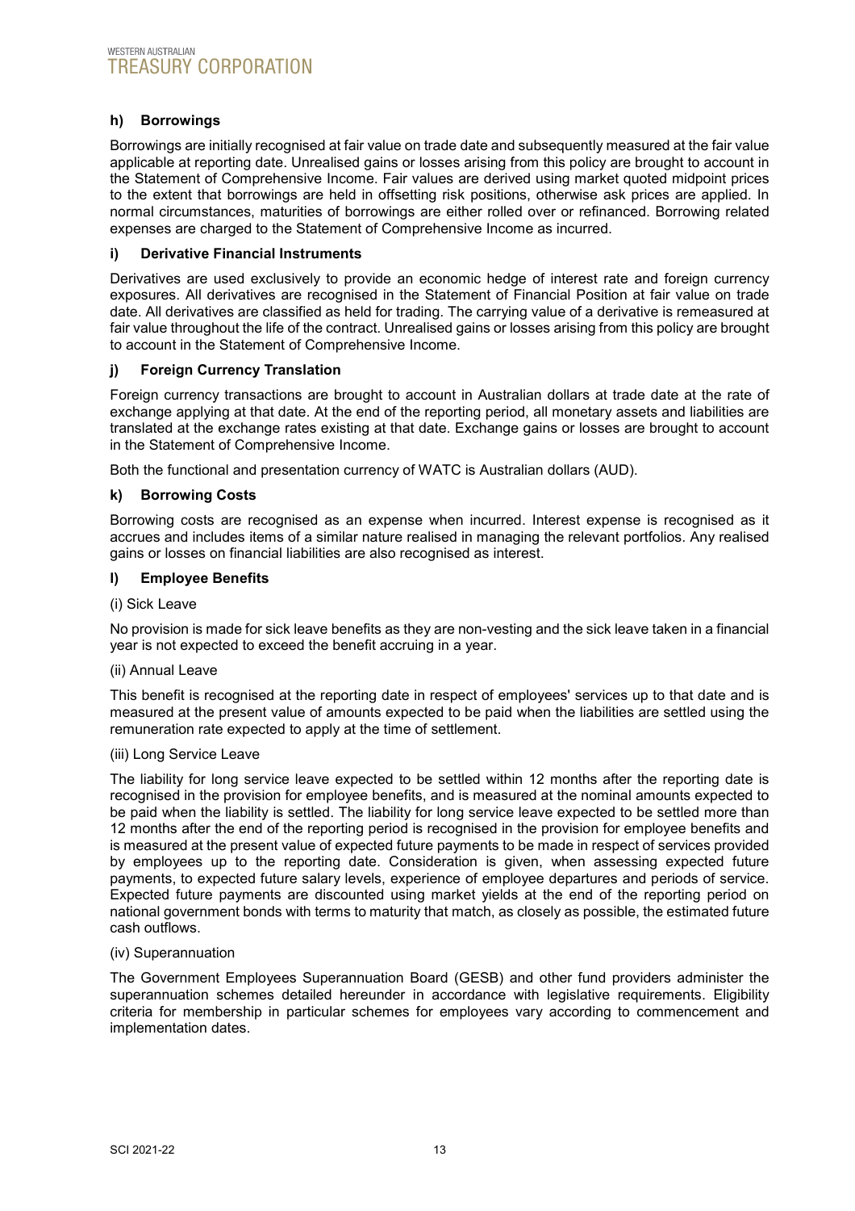### h) Borrowings

Borrowings are initially recognised at fair value on trade date and subsequently measured at the fair value applicable at reporting date. Unrealised gains or losses arising from this policy are brought to account in the Statement of Comprehensive Income. Fair values are derived using market quoted midpoint prices to the extent that borrowings are held in offsetting risk positions, otherwise ask prices are applied. In normal circumstances, maturities of borrowings are either rolled over or refinanced. Borrowing related expenses are charged to the Statement of Comprehensive Income as incurred.

### i) Derivative Financial Instruments

Derivatives are used exclusively to provide an economic hedge of interest rate and foreign currency exposures. All derivatives are recognised in the Statement of Financial Position at fair value on trade date. All derivatives are classified as held for trading. The carrying value of a derivative is remeasured at fair value throughout the life of the contract. Unrealised gains or losses arising from this policy are brought to account in the Statement of Comprehensive Income.

### j) Foreign Currency Translation

Foreign currency transactions are brought to account in Australian dollars at trade date at the rate of exchange applying at that date. At the end of the reporting period, all monetary assets and liabilities are translated at the exchange rates existing at that date. Exchange gains or losses are brought to account in the Statement of Comprehensive Income.

Both the functional and presentation currency of WATC is Australian dollars (AUD).

### k) Borrowing Costs

Borrowing costs are recognised as an expense when incurred. Interest expense is recognised as it accrues and includes items of a similar nature realised in managing the relevant portfolios. Any realised gains or losses on financial liabilities are also recognised as interest.

### l) Employee Benefits

(i) Sick Leave

No provision is made for sick leave benefits as they are non-vesting and the sick leave taken in a financial year is not expected to exceed the benefit accruing in a year.

(ii) Annual Leave

This benefit is recognised at the reporting date in respect of employees' services up to that date and is measured at the present value of amounts expected to be paid when the liabilities are settled using the remuneration rate expected to apply at the time of settlement.

(iii) Long Service Leave

The liability for long service leave expected to be settled within 12 months after the reporting date is recognised in the provision for employee benefits, and is measured at the nominal amounts expected to be paid when the liability is settled. The liability for long service leave expected to be settled more than 12 months after the end of the reporting period is recognised in the provision for employee benefits and is measured at the present value of expected future payments to be made in respect of services provided by employees up to the reporting date. Consideration is given, when assessing expected future payments, to expected future salary levels, experience of employee departures and periods of service. Expected future payments are discounted using market yields at the end of the reporting period on national government bonds with terms to maturity that match, as closely as possible, the estimated future cash outflows.

(iv) Superannuation

The Government Employees Superannuation Board (GESB) and other fund providers administer the superannuation schemes detailed hereunder in accordance with legislative requirements. Eligibility criteria for membership in particular schemes for employees vary according to commencement and implementation dates.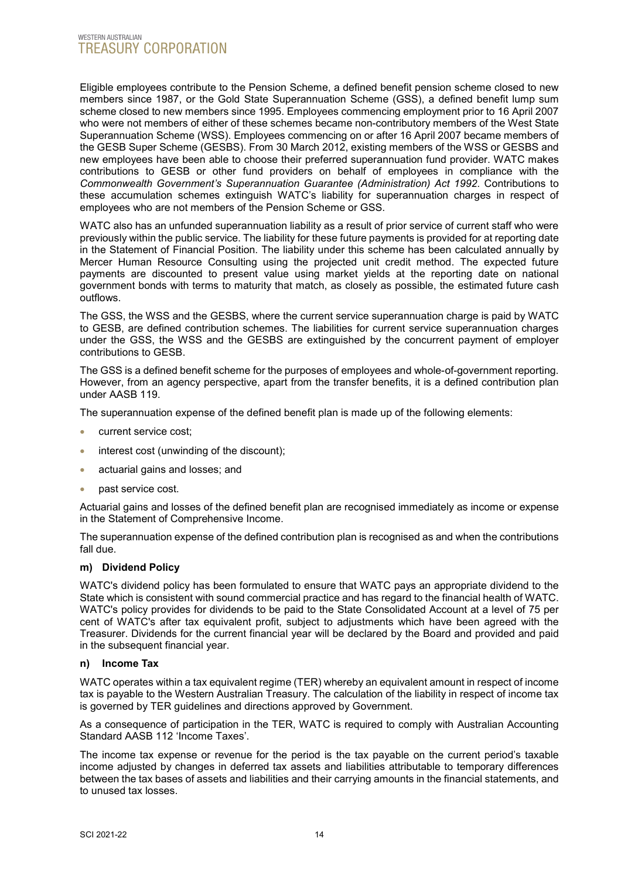Eligible employees contribute to the Pension Scheme, a defined benefit pension scheme closed to new members since 1987, or the Gold State Superannuation Scheme (GSS), a defined benefit lump sum scheme closed to new members since 1995. Employees commencing employment prior to 16 April 2007 who were not members of either of these schemes became non-contributory members of the West State Superannuation Scheme (WSS). Employees commencing on or after 16 April 2007 became members of the GESB Super Scheme (GESBS). From 30 March 2012, existing members of the WSS or GESBS and new employees have been able to choose their preferred superannuation fund provider. WATC makes contributions to GESB or other fund providers on behalf of employees in compliance with the *Commonwealth Government's Superannuation Guarantee (Administration) Act 1992*. Contributions to these accumulation schemes extinguish WATC's liability for superannuation charges in respect of employees who are not members of the Pension Scheme or GSS.

WATC also has an unfunded superannuation liability as a result of prior service of current staff who were previously within the public service. The liability for these future payments is provided for at reporting date in the Statement of Financial Position. The liability under this scheme has been calculated annually by Mercer Human Resource Consulting using the projected unit credit method. The expected future payments are discounted to present value using market yields at the reporting date on national government bonds with terms to maturity that match, as closely as possible, the estimated future cash outflows.

The GSS, the WSS and the GESBS, where the current service superannuation charge is paid by WATC to GESB, are defined contribution schemes. The liabilities for current service superannuation charges under the GSS, the WSS and the GESBS are extinguished by the concurrent payment of employer contributions to GESB.

The GSS is a defined benefit scheme for the purposes of employees and whole-of-government reporting. However, from an agency perspective, apart from the transfer benefits, it is a defined contribution plan under AASB 119.

The superannuation expense of the defined benefit plan is made up of the following elements:

- current service cost;
- interest cost (unwinding of the discount);
- actuarial gains and losses; and
- past service cost.

Actuarial gains and losses of the defined benefit plan are recognised immediately as income or expense in the Statement of Comprehensive Income.

The superannuation expense of the defined contribution plan is recognised as and when the contributions fall due.

#### m) Dividend Policy

WATC's dividend policy has been formulated to ensure that WATC pays an appropriate dividend to the State which is consistent with sound commercial practice and has regard to the financial health of WATC. WATC's policy provides for dividends to be paid to the State Consolidated Account at a level of 75 per cent of WATC's after tax equivalent profit, subject to adjustments which have been agreed with the Treasurer. Dividends for the current financial year will be declared by the Board and provided and paid in the subsequent financial year.

#### n) Income Tax

WATC operates within a tax equivalent regime (TER) whereby an equivalent amount in respect of income tax is payable to the Western Australian Treasury. The calculation of the liability in respect of income tax is governed by TER guidelines and directions approved by Government.

As a consequence of participation in the TER, WATC is required to comply with Australian Accounting Standard AASB 112 'Income Taxes'.

The income tax expense or revenue for the period is the tax payable on the current period's taxable income adjusted by changes in deferred tax assets and liabilities attributable to temporary differences between the tax bases of assets and liabilities and their carrying amounts in the financial statements, and to unused tax losses.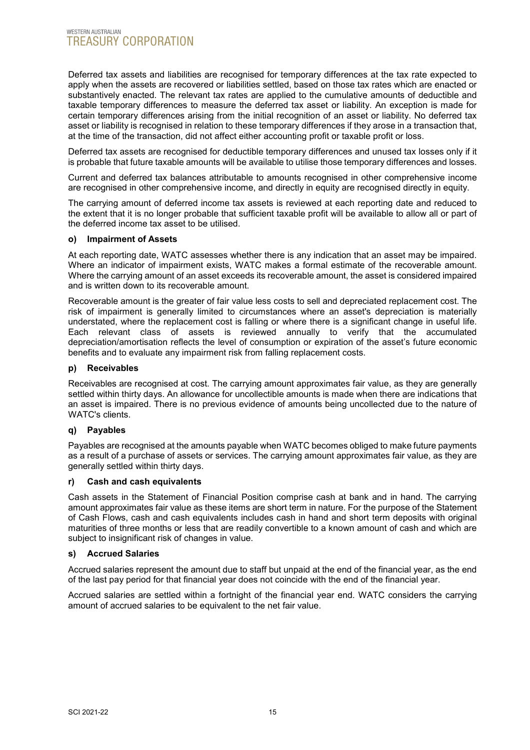Deferred tax assets and liabilities are recognised for temporary differences at the tax rate expected to apply when the assets are recovered or liabilities settled, based on those tax rates which are enacted or substantively enacted. The relevant tax rates are applied to the cumulative amounts of deductible and taxable temporary differences to measure the deferred tax asset or liability. An exception is made for certain temporary differences arising from the initial recognition of an asset or liability. No deferred tax asset or liability is recognised in relation to these temporary differences if they arose in a transaction that, at the time of the transaction, did not affect either accounting profit or taxable profit or loss.

Deferred tax assets are recognised for deductible temporary differences and unused tax losses only if it is probable that future taxable amounts will be available to utilise those temporary differences and losses.

Current and deferred tax balances attributable to amounts recognised in other comprehensive income are recognised in other comprehensive income, and directly in equity are recognised directly in equity.

The carrying amount of deferred income tax assets is reviewed at each reporting date and reduced to the extent that it is no longer probable that sufficient taxable profit will be available to allow all or part of the deferred income tax asset to be utilised.

#### o) Impairment of Assets

At each reporting date, WATC assesses whether there is any indication that an asset may be impaired. Where an indicator of impairment exists, WATC makes a formal estimate of the recoverable amount. Where the carrying amount of an asset exceeds its recoverable amount, the asset is considered impaired and is written down to its recoverable amount.

Recoverable amount is the greater of fair value less costs to sell and depreciated replacement cost. The risk of impairment is generally limited to circumstances where an asset's depreciation is materially understated, where the replacement cost is falling or where there is a significant change in useful life. Each relevant class of assets is reviewed annually to verify that the accumulated depreciation/amortisation reflects the level of consumption or expiration of the asset's future economic benefits and to evaluate any impairment risk from falling replacement costs.

#### p) Receivables

Receivables are recognised at cost. The carrying amount approximates fair value, as they are generally settled within thirty days. An allowance for uncollectible amounts is made when there are indications that an asset is impaired. There is no previous evidence of amounts being uncollected due to the nature of WATC's clients.

#### q) Payables

Payables are recognised at the amounts payable when WATC becomes obliged to make future payments as a result of a purchase of assets or services. The carrying amount approximates fair value, as they are generally settled within thirty days.

#### r) Cash and cash equivalents

Cash assets in the Statement of Financial Position comprise cash at bank and in hand. The carrying amount approximates fair value as these items are short term in nature. For the purpose of the Statement of Cash Flows, cash and cash equivalents includes cash in hand and short term deposits with original maturities of three months or less that are readily convertible to a known amount of cash and which are subject to insignificant risk of changes in value.

#### s) Accrued Salaries

Accrued salaries represent the amount due to staff but unpaid at the end of the financial year, as the end of the last pay period for that financial year does not coincide with the end of the financial year.

Accrued salaries are settled within a fortnight of the financial year end. WATC considers the carrying amount of accrued salaries to be equivalent to the net fair value.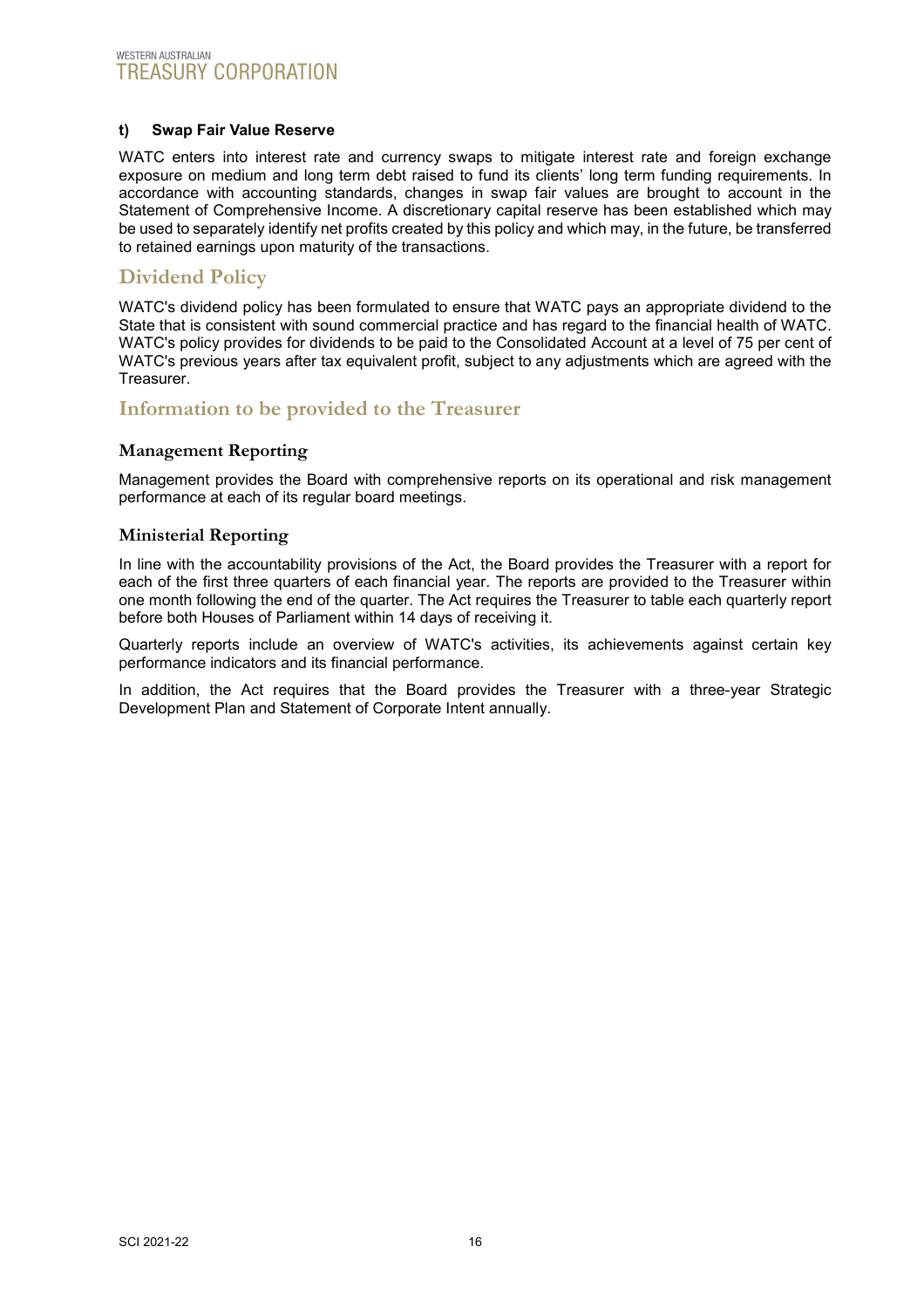**t) Swap Fair Value Reserve**

WATC enters into interest rate and currency swaps to mitigate interest rate and foreign exchange exposure on medium and long term debt raised to fund its clients' long term funding requirements. In accordance with accounting standards, changes in swap fair values are brought to account in the Statement of Comprehensive Income. A discretionary capital reserve has been established which may be used to separately identify net profits created by this policy and which may, in the future, be transferred to retained earnings upon maturity of the transactions.

## Dividend Policy

WATC's dividend policy has been formulated to ensure that WATC pays an appropriate dividend to the State that is consistent with sound commercial practice and has regard to the financial health of WATC. WATC's policy provides for dividends to be paid to the Consolidated Account at a level of 75 per cent of WATC's previous years after tax equivalent profit, subject to any adjustments which are agreed with the Treasurer.

## Information to be provided to the Treasurer

### Management Reporting

Management provides the Board with comprehensive reports on its operational and risk management performance at each of its regular board meetings.

### Ministerial Reporting

In line with the accountability provisions of the Act, the Board provides the Treasurer with a report for each of the first three quarters of each financial year. The reports are provided to the Treasurer within one month following the end of the quarter. The Act requires the Treasurer to table each quarterly report before both Houses of Parliament within 14 days of receiving it.

Quarterly reports include an overview of WATC's activities, its achievements against certain key performance indicators and its financial performance.

In addition, the Act requires that the Board provides the Treasurer with a three-year Strategic Development Plan and Statement of Corporate Intent annually.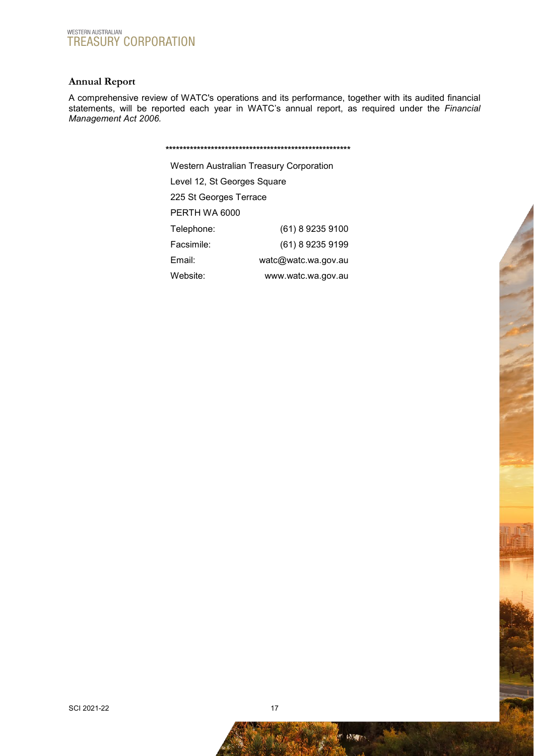## Annual Report

A comprehensive review of WATC's operations and its performance, together with its audited financial statements, will be reported each year in WATC's annual report, as required under the *Financial Management Act 2006.*

*******************************************************

Western Australian Treasury Corporation
Level 12, St Georges Square
225 St Georges Terrace
PERTH WA 6000

| | |
|---|---|
| Telephone: | (61) 8 9235 9100 |
| Facsimile: | (61) 8 9235 9199 |
| Email: | watc@watc.wa.gov.au |
| Website: | www.watc.wa.gov.au |